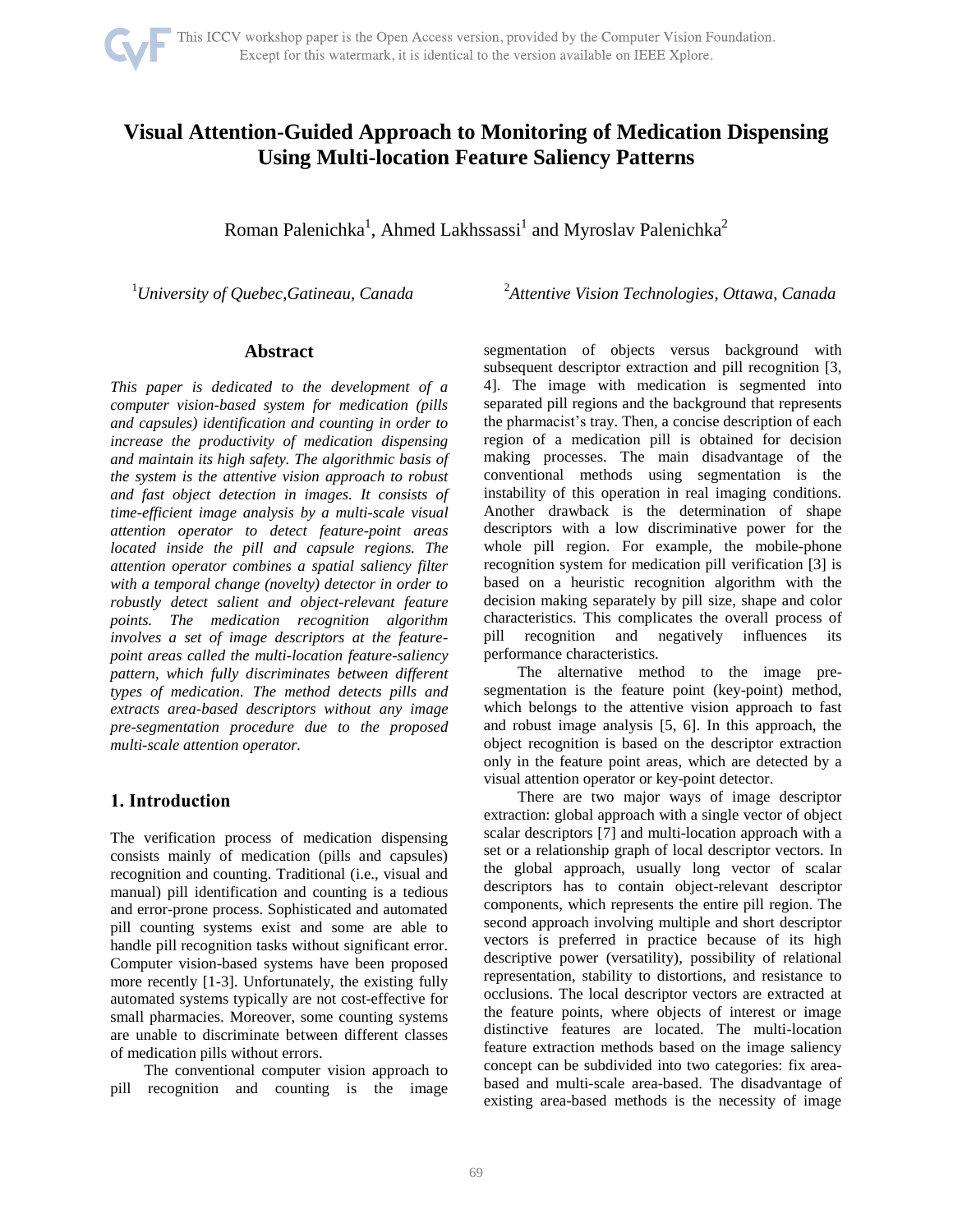# Visual Attention-Guided Approach to Monitoring of Medication Dispensing Using Multi-location Feature Saliency Patterns

Roman Palenichka[1], Ahmed Lakhssassi[1] and Myroslav Palenichka[2]

[1]*University of Quebec,Gatineau, Canada*

[2]*Attentive Vision Technologies, Ottawa, Canada*

## Abstract

*This paper is dedicated to the development of a computer vision-based system for medication (pills and capsules) identification and counting in order to increase the productivity of medication dispensing and maintain its high safety. The algorithmic basis of the system is the attentive vision approach to robust and fast object detection in images. It consists of time-efficient image analysis by a multi-scale visual attention operator to detect feature-point areas located inside the pill and capsule regions. The attention operator combines a spatial saliency filter with a temporal change (novelty) detector in order to robustly detect salient and object-relevant feature points. The medication recognition algorithm involves a set of image descriptors at the feature-point areas called the multi-location feature-saliency pattern, which fully discriminates between different types of medication. The method detects pills and extracts area-based descriptors without any image pre-segmentation procedure due to the proposed multi-scale attention operator.*

## 1. Introduction

The verification process of medication dispensing consists mainly of medication (pills and capsules) recognition and counting. Traditional (i.e., visual and manual) pill identification and counting is a tedious and error-prone process. Sophisticated and automated pill counting systems exist and some are able to handle pill recognition tasks without significant error. Computer vision-based systems have been proposed more recently [1-3]. Unfortunately, the existing fully automated systems typically are not cost-effective for small pharmacies. Moreover, some counting systems are unable to discriminate between different classes of medication pills without errors.

The conventional computer vision approach to pill recognition and counting is the image segmentation of objects versus background with subsequent descriptor extraction and pill recognition [3, 4]. The image with medication is segmented into separated pill regions and the background that represents the pharmacist's tray. Then, a concise description of each region of a medication pill is obtained for decision making processes. The main disadvantage of the conventional methods using segmentation is the instability of this operation in real imaging conditions. Another drawback is the determination of shape descriptors with a low discriminative power for the whole pill region. For example, the mobile-phone recognition system for medication pill verification [3] is based on a heuristic recognition algorithm with the decision making separately by pill size, shape and color characteristics. This complicates the overall process of pill recognition and negatively influences its performance characteristics.

The alternative method to the image pre-segmentation is the feature point (key-point) method, which belongs to the attentive vision approach to fast and robust image analysis [5, 6]. In this approach, the object recognition is based on the descriptor extraction only in the feature point areas, which are detected by a visual attention operator or key-point detector.

There are two major ways of image descriptor extraction: global approach with a single vector of object scalar descriptors [7] and multi-location approach with a set or a relationship graph of local descriptor vectors. In the global approach, usually long vector of scalar descriptors has to contain object-relevant descriptor components, which represents the entire pill region. The second approach involving multiple and short descriptor vectors is preferred in practice because of its high descriptive power (versatility), possibility of relational representation, stability to distortions, and resistance to occlusions. The local descriptor vectors are extracted at the feature points, where objects of interest or image distinctive features are located. The multi-location feature extraction methods based on the image saliency concept can be subdivided into two categories: fix area-based and multi-scale area-based. The disadvantage of existing area-based methods is the necessity of image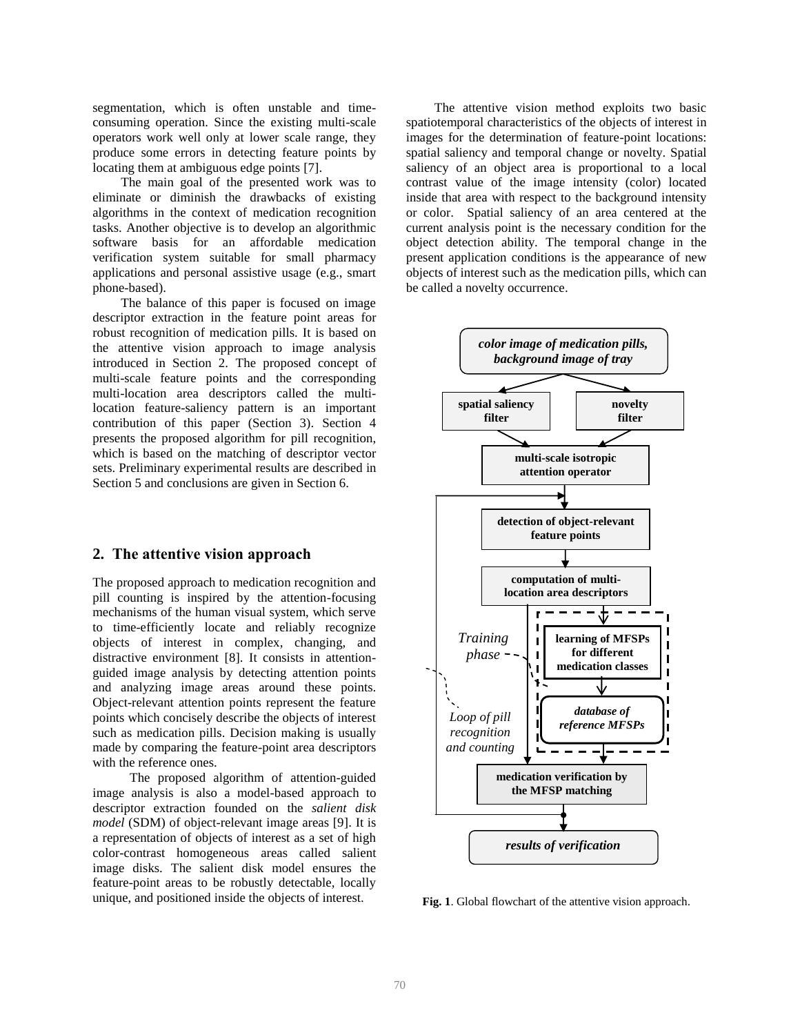segmentation, which is often unstable and time-consuming operation. Since the existing multi-scale operators work well only at lower scale range, they produce some errors in detecting feature points by locating them at ambiguous edge points [7].

The main goal of the presented work was to eliminate or diminish the drawbacks of existing algorithms in the context of medication recognition tasks. Another objective is to develop an algorithmic software basis for an affordable medication verification system suitable for small pharmacy applications and personal assistive usage (e.g., smart phone-based).

The balance of this paper is focused on image descriptor extraction in the feature point areas for robust recognition of medication pills. It is based on the attentive vision approach to image analysis introduced in Section 2. The proposed concept of multi-scale feature points and the corresponding multi-location area descriptors called the multi-location feature-saliency pattern is an important contribution of this paper (Section 3). Section 4 presents the proposed algorithm for pill recognition, which is based on the matching of descriptor vector sets. Preliminary experimental results are described in Section 5 and conclusions are given in Section 6.

## 2. The attentive vision approach

The proposed approach to medication recognition and pill counting is inspired by the attention-focusing mechanisms of the human visual system, which serve to time-efficiently locate and reliably recognize objects of interest in complex, changing, and distractive environment [8]. It consists in attention-guided image analysis by detecting attention points and analyzing image areas around these points. Object-relevant attention points represent the feature points which concisely describe the objects of interest such as medication pills. Decision making is usually made by comparing the feature-point area descriptors with the reference ones.

The proposed algorithm of attention-guided image analysis is also a model-based approach to descriptor extraction founded on the *salient disk model* (SDM) of object-relevant image areas [9]. It is a representation of objects of interest as a set of high color-contrast homogeneous areas called salient image disks. The salient disk model ensures the feature-point areas to be robustly detectable, locally unique, and positioned inside the objects of interest.

The attentive vision method exploits two basic spatiotemporal characteristics of the objects of interest in images for the determination of feature-point locations: spatial saliency and temporal change or novelty. Spatial saliency of an object area is proportional to a local contrast value of the image intensity (color) located inside that area with respect to the background intensity or color. Spatial saliency of an area centered at the current analysis point is the necessary condition for the object detection ability. The temporal change in the present application conditions is the appearance of new objects of interest such as the medication pills, which can be called a novelty occurrence.

**Fig. 1**. Global flowchart of the attentive vision approach.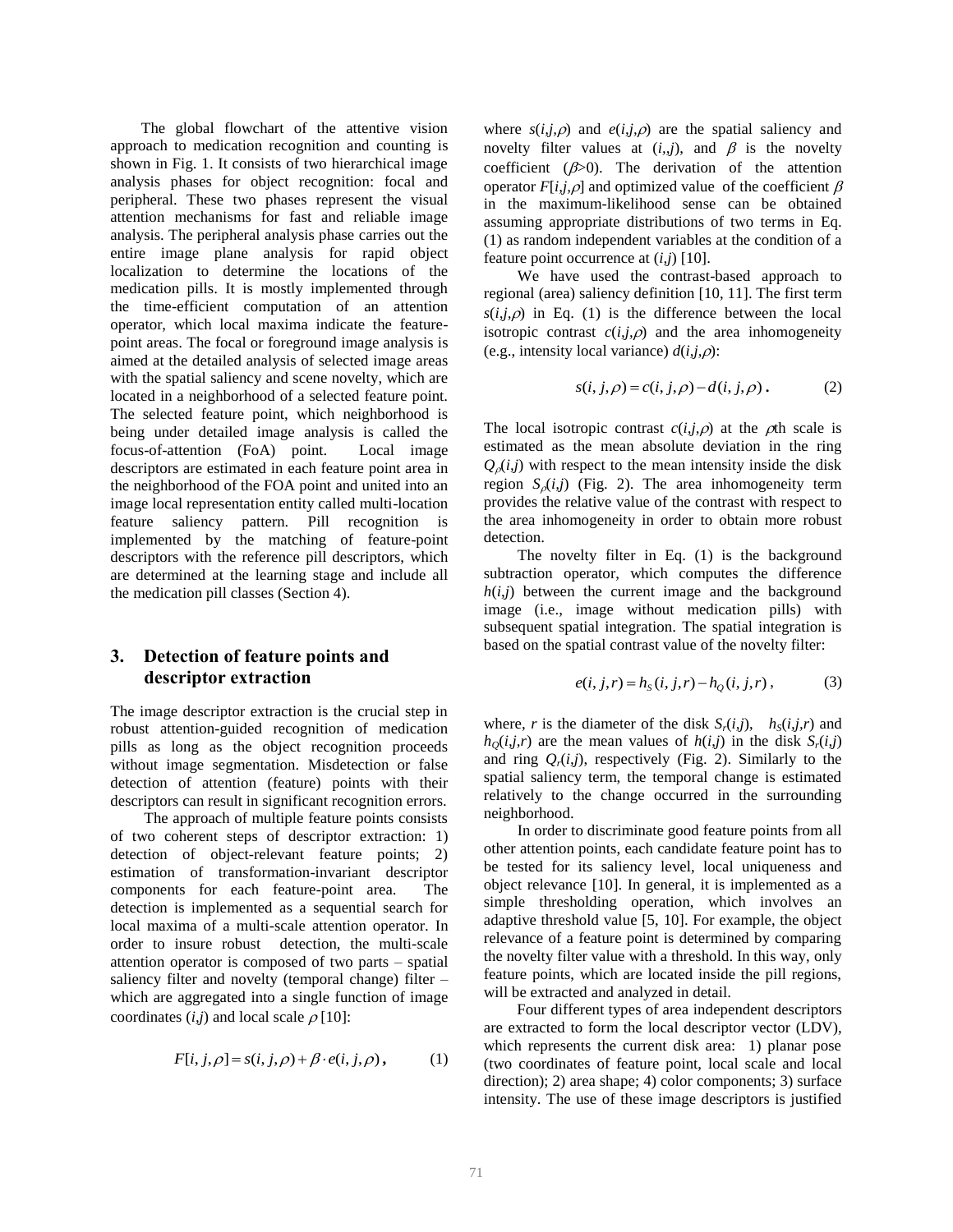The global flowchart of the attentive vision approach to medication recognition and counting is shown in Fig. 1. It consists of two hierarchical image analysis phases for object recognition: focal and peripheral. These two phases represent the visual attention mechanisms for fast and reliable image analysis. The peripheral analysis phase carries out the entire image plane analysis for rapid object localization to determine the locations of the medication pills. It is mostly implemented through the time-efficient computation of an attention operator, which local maxima indicate the feature-point areas. The focal or foreground image analysis is aimed at the detailed analysis of selected image areas with the spatial saliency and scene novelty, which are located in a neighborhood of a selected feature point. The selected feature point, which neighborhood is being under detailed image analysis is called the focus-of-attention (FoA) point. Local image descriptors are estimated in each feature point area in the neighborhood of the FOA point and united into an image local representation entity called multi-location feature saliency pattern. Pill recognition is implemented by the matching of feature-point descriptors with the reference pill descriptors, which are determined at the learning stage and include all the medication pill classes (Section 4).

## 3. Detection of feature points and descriptor extraction

The image descriptor extraction is the crucial step in robust attention-guided recognition of medication pills as long as the object recognition proceeds without image segmentation. Misdetection or false detection of attention (feature) points with their descriptors can result in significant recognition errors.

The approach of multiple feature points consists of two coherent steps of descriptor extraction: 1) detection of object-relevant feature points; 2) estimation of transformation-invariant descriptor components for each feature-point area. The detection is implemented as a sequential search for local maxima of a multi-scale attention operator. In order to insure robust detection, the multi-scale attention operator is composed of two parts – spatial saliency filter and novelty (temporal change) filter – which are aggregated into a single function of image coordinates $(i,j)$ and local scale $\rho$ [10]:

$$F[i,j,\rho] = s(i,j,\rho) + \beta \cdot e(i,j,\rho)\,, \qquad (1)$$

where $s(i,j,\rho)$ and $e(i,j,\rho)$ are the spatial saliency and novelty filter values at $(i,,j)$, and $\beta$ is the novelty coefficient ($\beta$>0). The derivation of the attention operator $F[i,j,\rho]$ and optimized value of the coefficient $\beta$ in the maximum-likelihood sense can be obtained assuming appropriate distributions of two terms in Eq. (1) as random independent variables at the condition of a feature point occurrence at $(i,j)$ [10].

We have used the contrast-based approach to regional (area) saliency definition [10, 11]. The first term $s(i,j,\rho)$ in Eq. (1) is the difference between the local isotropic contrast $c(i,j,\rho)$ and the area inhomogeneity (e.g., intensity local variance) $d(i,j,\rho)$:

$$s(i,j,\rho) = c(i,j,\rho) - d(i,j,\rho)\,. \qquad (2)$$

The local isotropic contrast $c(i,j,\rho)$ at the $\rho$th scale is estimated as the mean absolute deviation in the ring $Q_{\rho}(i,j)$ with respect to the mean intensity inside the disk region $S_{\rho}(i,j)$ (Fig. 2). The area inhomogeneity term provides the relative value of the contrast with respect to the area inhomogeneity in order to obtain more robust detection.

The novelty filter in Eq. (1) is the background subtraction operator, which computes the difference $h(i,j)$ between the current image and the background image (i.e., image without medication pills) with subsequent spatial integration. The spatial integration is based on the spatial contrast value of the novelty filter:

$$e(i,j,r) = h_S(i,j,r) - h_Q(i,j,r)\,, \qquad (3)$$

where, $r$ is the diameter of the disk $S_r(i,j)$, $h_S(i,j,r)$ and $h_Q(i,j,r)$ are the mean values of $h(i,j)$ in the disk $S_r(i,j)$ and ring $Q_r(i,j)$, respectively (Fig. 2). Similarly to the spatial saliency term, the temporal change is estimated relatively to the change occurred in the surrounding neighborhood.

In order to discriminate good feature points from all other attention points, each candidate feature point has to be tested for its saliency level, local uniqueness and object relevance [10]. In general, it is implemented as a simple thresholding operation, which involves an adaptive threshold value [5, 10]. For example, the object relevance of a feature point is determined by comparing the novelty filter value with a threshold. In this way, only feature points, which are located inside the pill regions, will be extracted and analyzed in detail.

Four different types of area independent descriptors are extracted to form the local descriptor vector (LDV), which represents the current disk area: 1) planar pose (two coordinates of feature point, local scale and local direction); 2) area shape; 4) color components; 3) surface intensity. The use of these image descriptors is justified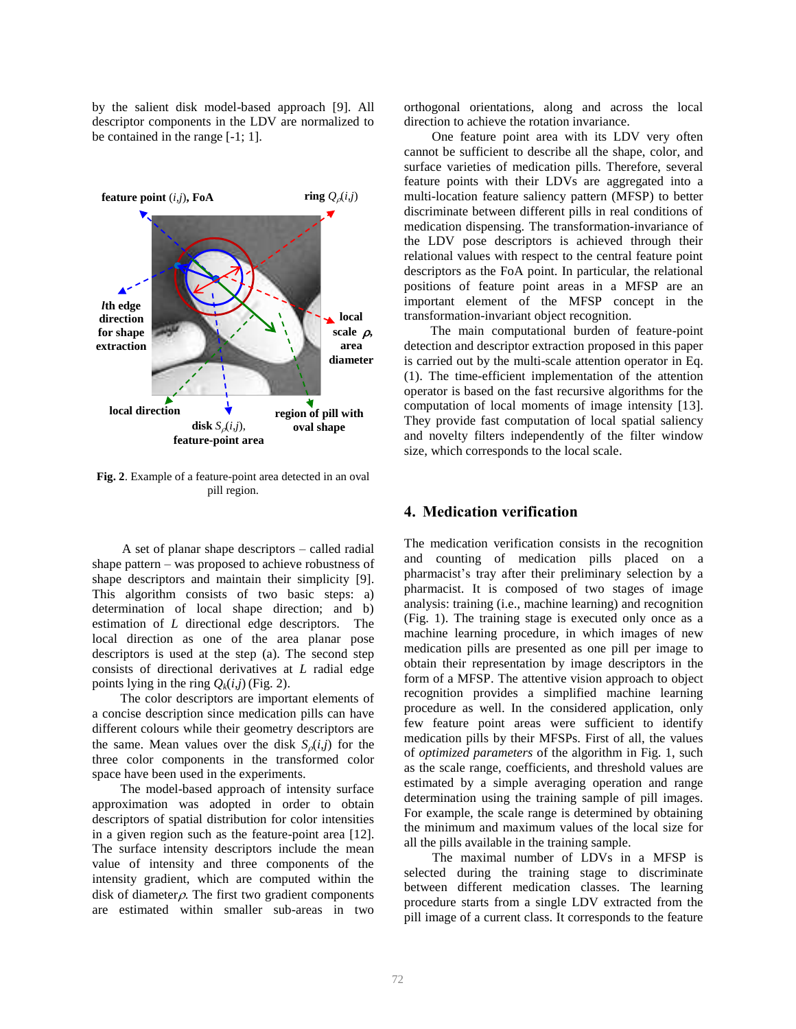by the salient disk model-based approach [9]. All descriptor components in the LDV are normalized to be contained in the range [-1; 1].

feature point $(i,j)$, FoA

ring $Q_\rho(i,j)$

*l*th edge direction for shape extraction

local scale $\rho$, area diameter

local direction

disk $S_\rho(i,j)$, feature-point area

region of pill with oval shape

**Fig. 2**. Example of a feature-point area detected in an oval pill region.

A set of planar shape descriptors – called radial shape pattern – was proposed to achieve robustness of shape descriptors and maintain their simplicity [9]. This algorithm consists of two basic steps: a) determination of local shape direction; and b) estimation of $L$ directional edge descriptors. The local direction as one of the area planar pose descriptors is used at the step (a). The second step consists of directional derivatives at $L$ radial edge points lying in the ring $Q_k(i,j)$ (Fig. 2).

The color descriptors are important elements of a concise description since medication pills can have different colours while their geometry descriptors are the same. Mean values over the disk $S_\rho(i,j)$ for the three color components in the transformed color space have been used in the experiments.

The model-based approach of intensity surface approximation was adopted in order to obtain descriptors of spatial distribution for color intensities in a given region such as the feature-point area [12]. The surface intensity descriptors include the mean value of intensity and three components of the intensity gradient, which are computed within the disk of diameter $\rho$. The first two gradient components are estimated within smaller sub-areas in two orthogonal orientations, along and across the local direction to achieve the rotation invariance.

One feature point area with its LDV very often cannot be sufficient to describe all the shape, color, and surface varieties of medication pills. Therefore, several feature points with their LDVs are aggregated into a multi-location feature saliency pattern (MFSP) to better discriminate between different pills in real conditions of medication dispensing. The transformation-invariance of the LDV pose descriptors is achieved through their relational values with respect to the central feature point descriptors as the FoA point. In particular, the relational positions of feature point areas in a MFSP are an important element of the MFSP concept in the transformation-invariant object recognition.

The main computational burden of feature-point detection and descriptor extraction proposed in this paper is carried out by the multi-scale attention operator in Eq. (1). The time-efficient implementation of the attention operator is based on the fast recursive algorithms for the computation of local moments of image intensity [13]. They provide fast computation of local spatial saliency and novelty filters independently of the filter window size, which corresponds to the local scale.

## 4. Medication verification

The medication verification consists in the recognition and counting of medication pills placed on a pharmacist's tray after their preliminary selection by a pharmacist. It is composed of two stages of image analysis: training (i.e., machine learning) and recognition (Fig. 1). The training stage is executed only once as a machine learning procedure, in which images of new medication pills are presented as one pill per image to obtain their representation by image descriptors in the form of a MFSP. The attentive vision approach to object recognition provides a simplified machine learning procedure as well. In the considered application, only few feature point areas were sufficient to identify medication pills by their MFSPs. First of all, the values of *optimized parameters* of the algorithm in Fig. 1, such as the scale range, coefficients, and threshold values are estimated by a simple averaging operation and range determination using the training sample of pill images. For example, the scale range is determined by obtaining the minimum and maximum values of the local size for all the pills available in the training sample.

The maximal number of LDVs in a MFSP is selected during the training stage to discriminate between different medication classes. The learning procedure starts from a single LDV extracted from the pill image of a current class. It corresponds to the feature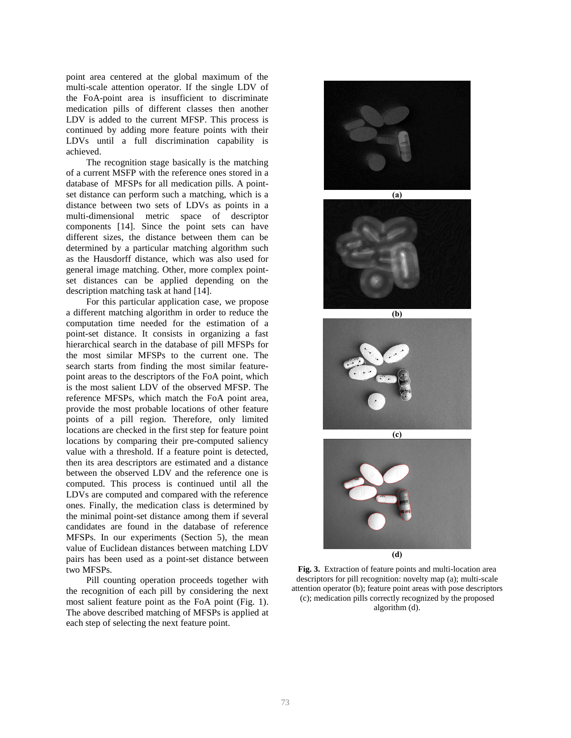point area centered at the global maximum of the multi-scale attention operator. If the single LDV of the FoA-point area is insufficient to discriminate medication pills of different classes then another LDV is added to the current MFSP. This process is continued by adding more feature points with their LDVs until a full discrimination capability is achieved.

The recognition stage basically is the matching of a current MSFP with the reference ones stored in a database of MFSPs for all medication pills. A point-set distance can perform such a matching, which is a distance between two sets of LDVs as points in a multi-dimensional metric space of descriptor components [14]. Since the point sets can have different sizes, the distance between them can be determined by a particular matching algorithm such as the Hausdorff distance, which was also used for general image matching. Other, more complex point-set distances can be applied depending on the description matching task at hand [14].

For this particular application case, we propose a different matching algorithm in order to reduce the computation time needed for the estimation of a point-set distance. It consists in organizing a fast hierarchical search in the database of pill MFSPs for the most similar MFSPs to the current one. The search starts from finding the most similar feature-point areas to the descriptors of the FoA point, which is the most salient LDV of the observed MFSP. The reference MFSPs, which match the FoA point area, provide the most probable locations of other feature points of a pill region. Therefore, only limited locations are checked in the first step for feature point locations by comparing their pre-computed saliency value with a threshold. If a feature point is detected, then its area descriptors are estimated and a distance between the observed LDV and the reference one is computed. This process is continued until all the LDVs are computed and compared with the reference ones. Finally, the medication class is determined by the minimal point-set distance among them if several candidates are found in the database of reference MFSPs. In our experiments (Section 5), the mean value of Euclidean distances between matching LDV pairs has been used as a point-set distance between two MFSPs.

Pill counting operation proceeds together with the recognition of each pill by considering the next most salient feature point as the FoA point (Fig. 1). The above described matching of MFSPs is applied at each step of selecting the next feature point.

(a)

(b)

(c)

(d)

**Fig. 3.** Extraction of feature points and multi-location area descriptors for pill recognition: novelty map (a); multi-scale attention operator (b); feature point areas with pose descriptors (c); medication pills correctly recognized by the proposed algorithm (d).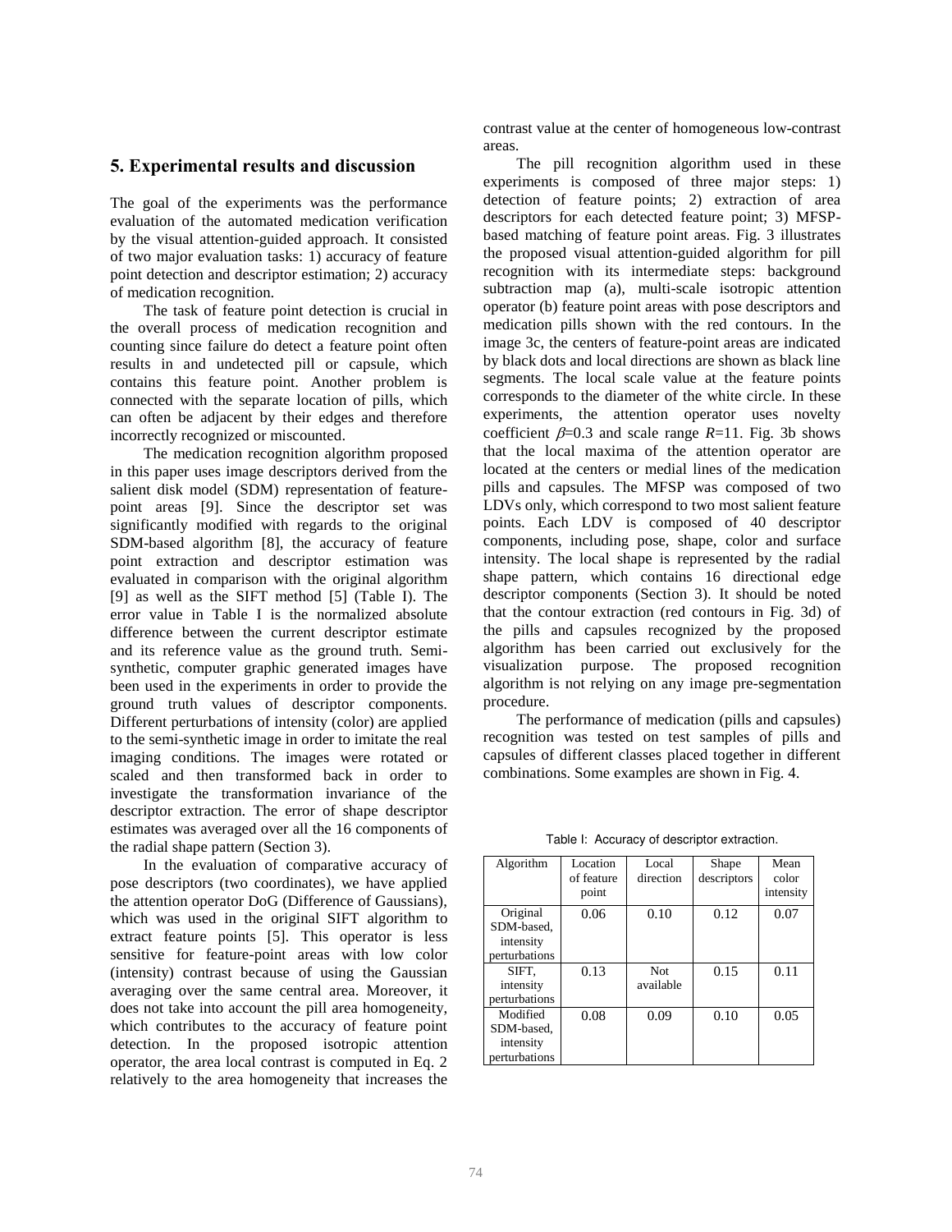## 5. Experimental results and discussion

The goal of the experiments was the performance evaluation of the automated medication verification by the visual attention-guided approach. It consisted of two major evaluation tasks: 1) accuracy of feature point detection and descriptor estimation; 2) accuracy of medication recognition.

The task of feature point detection is crucial in the overall process of medication recognition and counting since failure do detect a feature point often results in and undetected pill or capsule, which contains this feature point. Another problem is connected with the separate location of pills, which can often be adjacent by their edges and therefore incorrectly recognized or miscounted.

The medication recognition algorithm proposed in this paper uses image descriptors derived from the salient disk model (SDM) representation of feature-point areas [9]. Since the descriptor set was significantly modified with regards to the original SDM-based algorithm [8], the accuracy of feature point extraction and descriptor estimation was evaluated in comparison with the original algorithm [9] as well as the SIFT method [5] (Table I). The error value in Table I is the normalized absolute difference between the current descriptor estimate and its reference value as the ground truth. Semi-synthetic, computer graphic generated images have been used in the experiments in order to provide the ground truth values of descriptor components. Different perturbations of intensity (color) are applied to the semi-synthetic image in order to imitate the real imaging conditions. The images were rotated or scaled and then transformed back in order to investigate the transformation invariance of the descriptor extraction. The error of shape descriptor estimates was averaged over all the 16 components of the radial shape pattern (Section 3).

In the evaluation of comparative accuracy of pose descriptors (two coordinates), we have applied the attention operator DoG (Difference of Gaussians), which was used in the original SIFT algorithm to extract feature points [5]. This operator is less sensitive for feature-point areas with low color (intensity) contrast because of using the Gaussian averaging over the same central area. Moreover, it does not take into account the pill area homogeneity, which contributes to the accuracy of feature point detection. In the proposed isotropic attention operator, the area local contrast is computed in Eq. 2 relatively to the area homogeneity that increases the contrast value at the center of homogeneous low-contrast areas.

The pill recognition algorithm used in these experiments is composed of three major steps: 1) detection of feature points; 2) extraction of area descriptors for each detected feature point; 3) MFSP-based matching of feature point areas. Fig. 3 illustrates the proposed visual attention-guided algorithm for pill recognition with its intermediate steps: background subtraction map (a), multi-scale isotropic attention operator (b) feature point areas with pose descriptors and medication pills shown with the red contours. In the image 3c, the centers of feature-point areas are indicated by black dots and local directions are shown as black line segments. The local scale value at the feature points corresponds to the diameter of the white circle. In these experiments, the attention operator uses novelty coefficient $\beta$=0.3 and scale range $R$=11. Fig. 3b shows that the local maxima of the attention operator are located at the centers or medial lines of the medication pills and capsules. The MFSP was composed of two LDVs only, which correspond to two most salient feature points. Each LDV is composed of 40 descriptor components, including pose, shape, color and surface intensity. The local shape is represented by the radial shape pattern, which contains 16 directional edge descriptor components (Section 3). It should be noted that the contour extraction (red contours in Fig. 3d) of the pills and capsules recognized by the proposed algorithm has been carried out exclusively for the visualization purpose. The proposed recognition algorithm is not relying on any image pre-segmentation procedure.

The performance of medication (pills and capsules) recognition was tested on test samples of pills and capsules of different classes placed together in different combinations. Some examples are shown in Fig. 4.

Table I: Accuracy of descriptor extraction.

| Algorithm | Location of feature point | Local direction | Shape descriptors | Mean color intensity |
|---|---|---|---|---|
| Original SDM-based, intensity perturbations | 0.06 | 0.10 | 0.12 | 0.07 |
| SIFT, intensity perturbations | 0.13 | Not available | 0.15 | 0.11 |
| Modified SDM-based, intensity perturbations | 0.08 | 0.09 | 0.10 | 0.05 |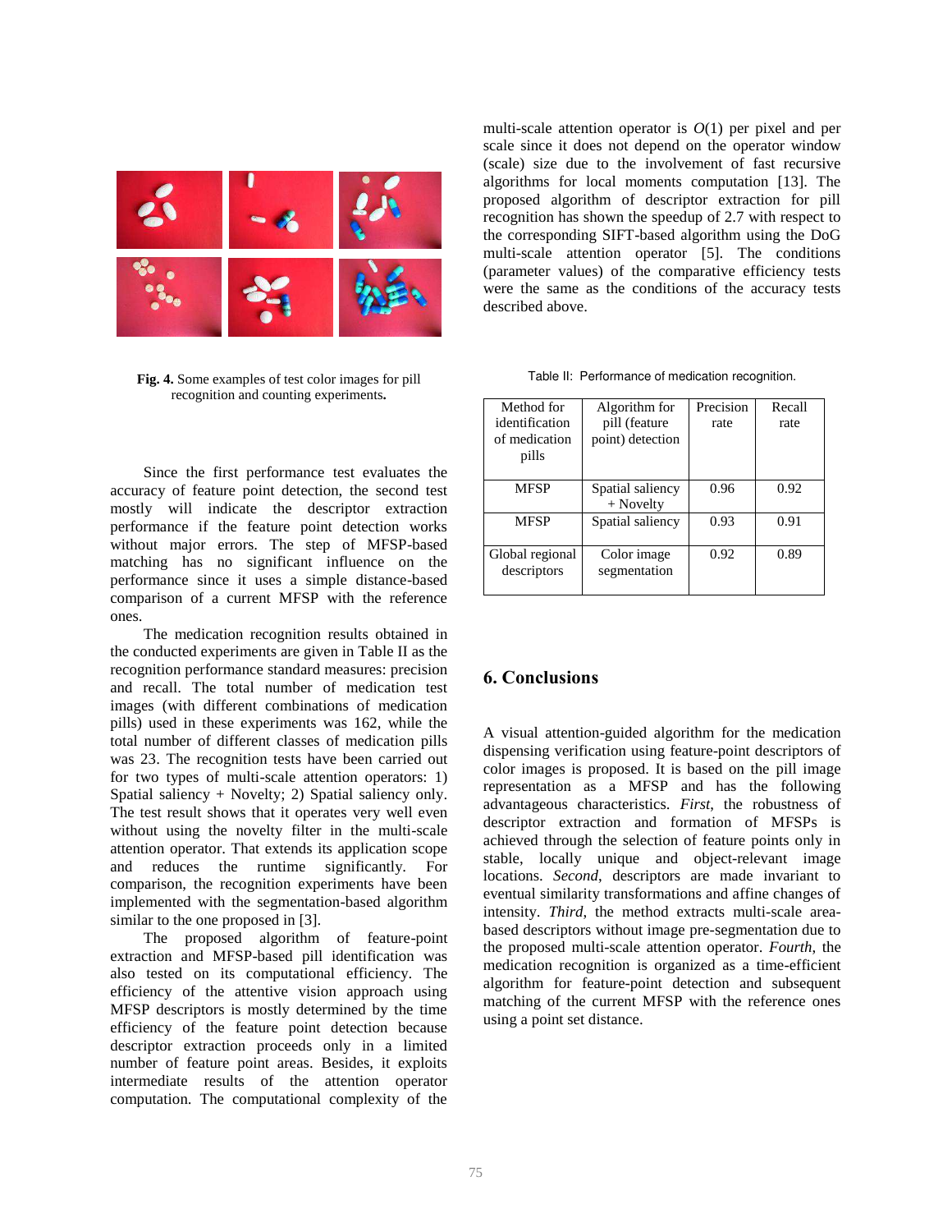**Fig. 4.** Some examples of test color images for pill recognition and counting experiments.

Since the first performance test evaluates the accuracy of feature point detection, the second test mostly will indicate the descriptor extraction performance if the feature point detection works without major errors. The step of MFSP-based matching has no significant influence on the performance since it uses a simple distance-based comparison of a current MFSP with the reference ones.

The medication recognition results obtained in the conducted experiments are given in Table II as the recognition performance standard measures: precision and recall. The total number of medication test images (with different combinations of medication pills) used in these experiments was 162, while the total number of different classes of medication pills was 23. The recognition tests have been carried out for two types of multi-scale attention operators: 1) Spatial saliency + Novelty; 2) Spatial saliency only. The test result shows that it operates very well even without using the novelty filter in the multi-scale attention operator. That extends its application scope and reduces the runtime significantly. For comparison, the recognition experiments have been implemented with the segmentation-based algorithm similar to the one proposed in [3].

The proposed algorithm of feature-point extraction and MFSP-based pill identification was also tested on its computational efficiency. The efficiency of the attentive vision approach using MFSP descriptors is mostly determined by the time efficiency of the feature point detection because descriptor extraction proceeds only in a limited number of feature point areas. Besides, it exploits intermediate results of the attention operator computation. The computational complexity of the multi-scale attention operator is $O(1)$ per pixel and per scale since it does not depend on the operator window (scale) size due to the involvement of fast recursive algorithms for local moments computation [13]. The proposed algorithm of descriptor extraction for pill recognition has shown the speedup of 2.7 with respect to the corresponding SIFT-based algorithm using the DoG multi-scale attention operator [5]. The conditions (parameter values) of the comparative efficiency tests were the same as the conditions of the accuracy tests described above.

Table II: Performance of medication recognition.

| Method for identification of medication pills | Algorithm for pill (feature point) detection | Precision rate | Recall rate |
|---|---|---|---|
| MFSP | Spatial saliency + Novelty | 0.96 | 0.92 |
| MFSP | Spatial saliency | 0.93 | 0.91 |
| Global regional descriptors | Color image segmentation | 0.92 | 0.89 |

## 6. Conclusions

A visual attention-guided algorithm for the medication dispensing verification using feature-point descriptors of color images is proposed. It is based on the pill image representation as a MFSP and has the following advantageous characteristics. *First*, the robustness of descriptor extraction and formation of MFSPs is achieved through the selection of feature points only in stable, locally unique and object-relevant image locations. *Second*, descriptors are made invariant to eventual similarity transformations and affine changes of intensity. *Third*, the method extracts multi-scale area-based descriptors without image pre-segmentation due to the proposed multi-scale attention operator. *Fourth*, the medication recognition is organized as a time-efficient algorithm for feature-point detection and subsequent matching of the current MFSP with the reference ones using a point set distance.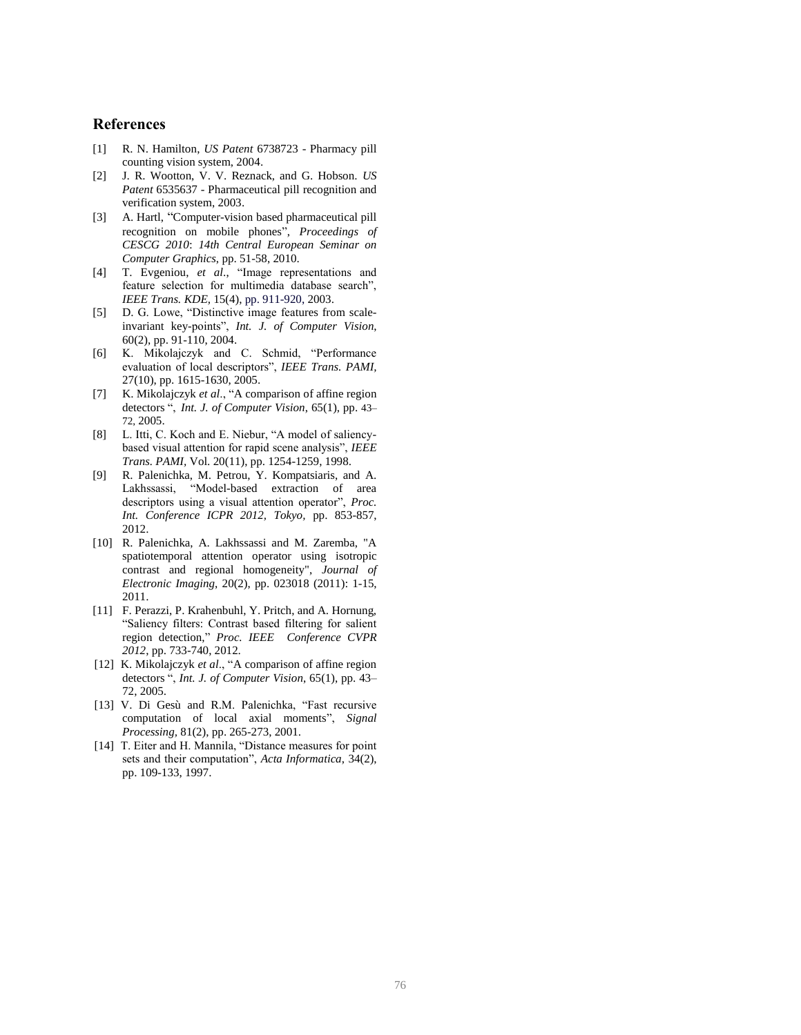## References

[1] R. N. Hamilton, *US Patent* 6738723 - Pharmacy pill counting vision system, 2004.

[2] J. R. Wootton, V. V. Reznack, and G. Hobson. *US Patent* 6535637 - Pharmaceutical pill recognition and verification system, 2003.

[3] A. Hartl, "Computer-vision based pharmaceutical pill recognition on mobile phones", *Proceedings of CESCG 2010*: *14th Central European Seminar on Computer Graphics*, pp. 51-58, 2010.

[4] T. Evgeniou, *et al.*, "Image representations and feature selection for multimedia database search", *IEEE Trans. KDE*, 15(4), pp. 911-920, 2003.

[5] D. G. Lowe, "Distinctive image features from scale-invariant key-points", *Int. J. of Computer Vision*, 60(2), pp. 91-110, 2004.

[6] K. Mikolajczyk and C. Schmid, "Performance evaluation of local descriptors", *IEEE Trans. PAMI*, 27(10), pp. 1615-1630, 2005.

[7] K. Mikolajczyk *et al*., "A comparison of affine region detectors ", *Int. J. of Computer Vision*, 65(1), pp. 43–72, 2005.

[8] L. Itti, C. Koch and E. Niebur, "A model of saliency-based visual attention for rapid scene analysis", *IEEE Trans. PAMI*, Vol. 20(11), pp. 1254-1259, 1998.

[9] R. Palenichka, M. Petrou, Y. Kompatsiaris, and A. Lakhssassi, "Model-based extraction of area descriptors using a visual attention operator", *Proc. Int. Conference ICPR 2012, Tokyo*, pp. 853-857, 2012.

[10] R. Palenichka, A. Lakhssassi and M. Zaremba, "A spatiotemporal attention operator using isotropic contrast and regional homogeneity", *Journal of Electronic Imaging*, 20(2), pp. 023018 (2011): 1-15, 2011.

[11] F. Perazzi, P. Krahenbuhl, Y. Pritch, and A. Hornung, "Saliency filters: Contrast based filtering for salient region detection," *Proc. IEEE Conference CVPR 2012*, pp. 733-740, 2012.

[12] K. Mikolajczyk *et al*., "A comparison of affine region detectors ", *Int. J. of Computer Vision*, 65(1), pp. 43–72, 2005.

[13] V. Di Gesù and R.M. Palenichka, "Fast recursive computation of local axial moments", *Signal Processing*, 81(2), pp. 265-273, 2001.

[14] T. Eiter and H. Mannila, "Distance measures for point sets and their computation", *Acta Informatica*, 34(2), pp. 109-133, 1997.